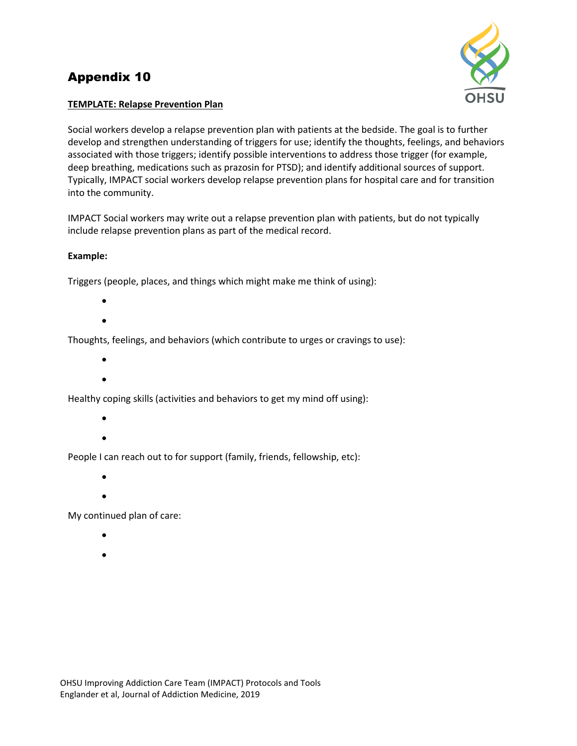# Appendix 10

**TEMPLATE: Relapse Prevention Plan**

Social workers develop a relapse prevention plan with patients at the bedside. The goal is to further develop and strengthen understanding of triggers for use; identify the thoughts, feelings, and behaviors associated with those triggers; identify possible interventions to address those trigger (for example, deep breathing, medications such as prazosin for PTSD); and identify additional sources of support. Typically, IMPACT social workers develop relapse prevention plans for hospital care and for transition into the community.

IMPACT Social workers may write out a relapse prevention plan with patients, but do not typically include relapse prevention plans as part of the medical record.

**Example:**

Triggers (people, places, and things which might make me think of using):

- 
- 

Thoughts, feelings, and behaviors (which contribute to urges or cravings to use):

- 
- 

Healthy coping skills (activities and behaviors to get my mind off using):

- 
- 

People I can reach out to for support (family, friends, fellowship, etc):

- 
- 

My continued plan of care:

- 
-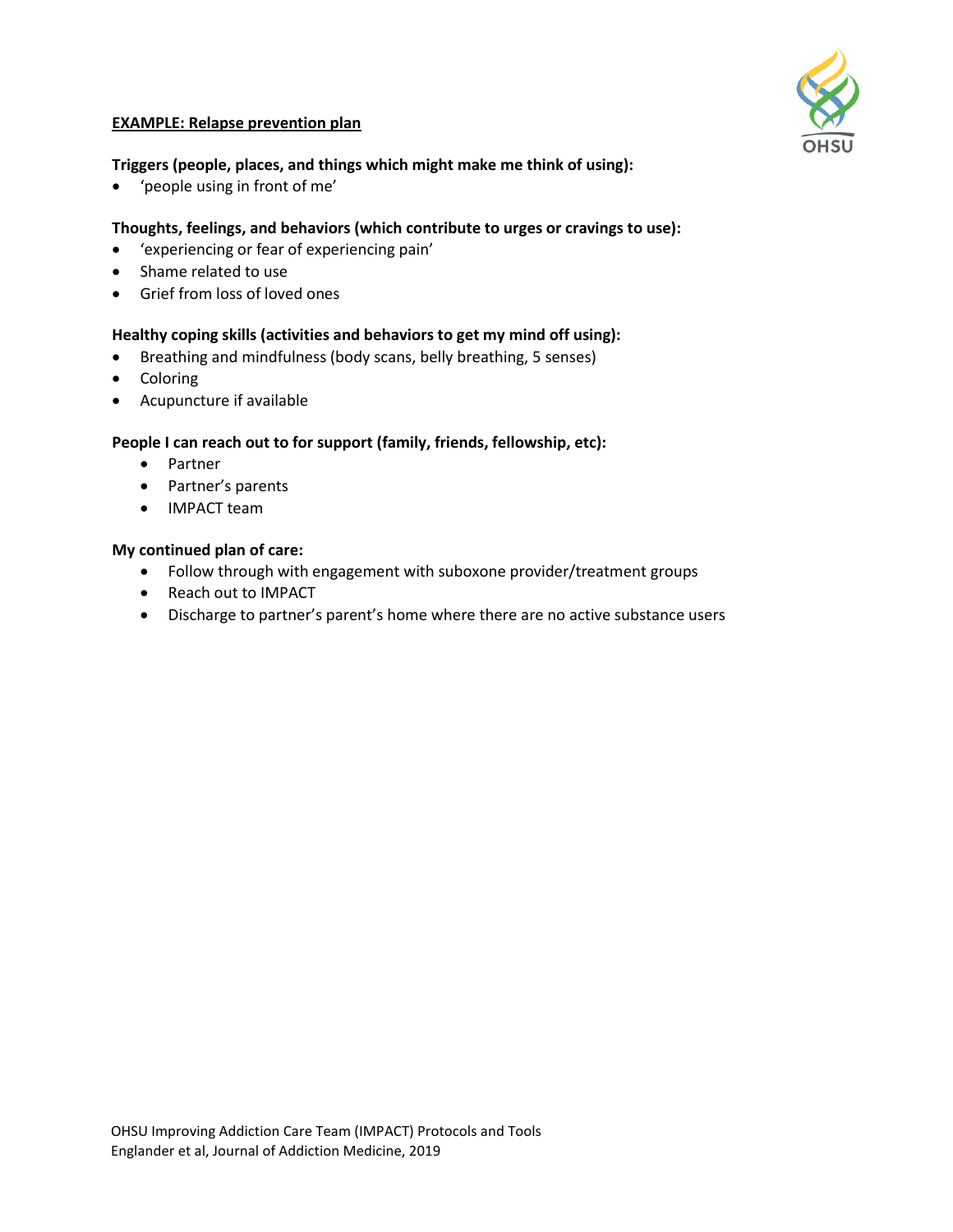**EXAMPLE: Relapse prevention plan**

**Triggers (people, places, and things which might make me think of using):**

- 'people using in front of me'

**Thoughts, feelings, and behaviors (which contribute to urges or cravings to use):**

- 'experiencing or fear of experiencing pain'
- Shame related to use
- Grief from loss of loved ones

**Healthy coping skills (activities and behaviors to get my mind off using):**

- Breathing and mindfulness (body scans, belly breathing, 5 senses)
- Coloring
- Acupuncture if available

**People I can reach out to for support (family, friends, fellowship, etc):**

- Partner
- Partner's parents
- IMPACT team

**My continued plan of care:**

- Follow through with engagement with suboxone provider/treatment groups
- Reach out to IMPACT
- Discharge to partner's parent's home where there are no active substance users

OHSU Improving Addiction Care Team (IMPACT) Protocols and Tools
Englander et al, Journal of Addiction Medicine, 2019